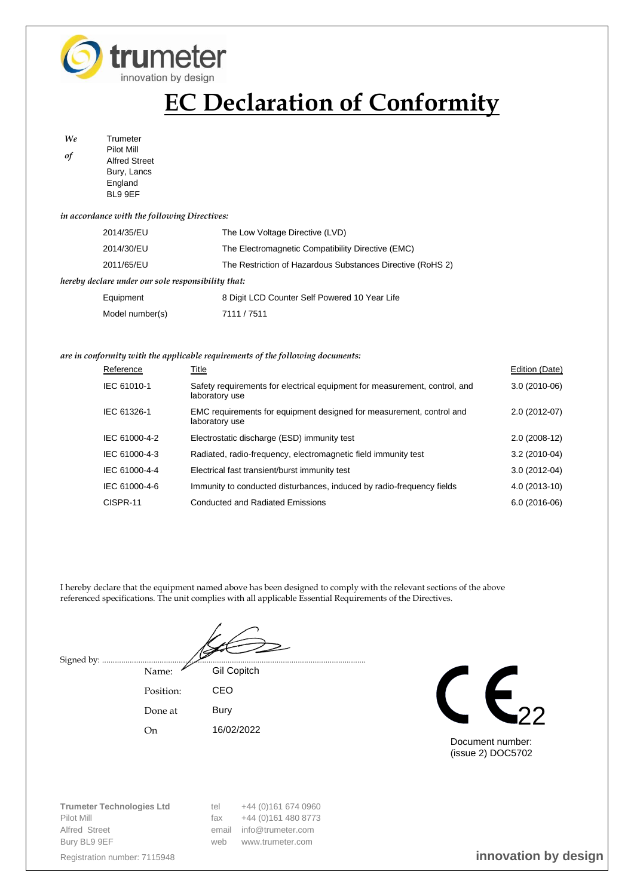trumeter
innovation by design

# EC Declaration of Conformity

*We of*

Trumeter
Pilot Mill
Alfred Street
Bury, Lancs
England
BL9 9EF

*in accordance with the following Directives:*

| | |
|---|---|
| 2014/35/EU | The Low Voltage Directive (LVD) |
| 2014/30/EU | The Electromagnetic Compatibility Directive (EMC) |
| 2011/65/EU | The Restriction of Hazardous Substances Directive (RoHS 2) |

*hereby declare under our sole responsibility that:*

| | |
|---|---|
| Equipment | 8 Digit LCD Counter Self Powered 10 Year Life |
| Model number(s) | 7111 / 7511 |

*are in conformity with the applicable requirements of the following documents:*

| Reference | Title | Edition (Date) |
|---|---|---|
| IEC 61010-1 | Safety requirements for electrical equipment for measurement, control, and laboratory use | 3.0 (2010-06) |
| IEC 61326-1 | EMC requirements for equipment designed for measurement, control and laboratory use | 2.0 (2012-07) |
| IEC 61000-4-2 | Electrostatic discharge (ESD) immunity test | 2.0 (2008-12) |
| IEC 61000-4-3 | Radiated, radio-frequency, electromagnetic field immunity test | 3.2 (2010-04) |
| IEC 61000-4-4 | Electrical fast transient/burst immunity test | 3.0 (2012-04) |
| IEC 61000-4-6 | Immunity to conducted disturbances, induced by radio-frequency fields | 4.0 (2013-10) |
| CISPR-11 | Conducted and Radiated Emissions | 6.0 (2016-06) |

I hereby declare that the equipment named above has been designed to comply with the relevant sections of the above referenced specifications. The unit complies with all applicable Essential Requirements of the Directives.

Signed by: ..........................................................................................................................

| | |
|---|---|
| Name: | Gil Copitch |
| Position: | CEO |
| Done at | Bury |
| On | 16/02/2022 |

CE 22

Document number:
(issue 2) DOC5702

**Trumeter Technologies Ltd**
Pilot Mill
Alfred Street
Bury BL9 9EF

Registration number: 7115948

tel +44 (0)161 674 0960
fax +44 (0)161 480 8773
email info@trumeter.com
web www.trumeter.com

**innovation by design**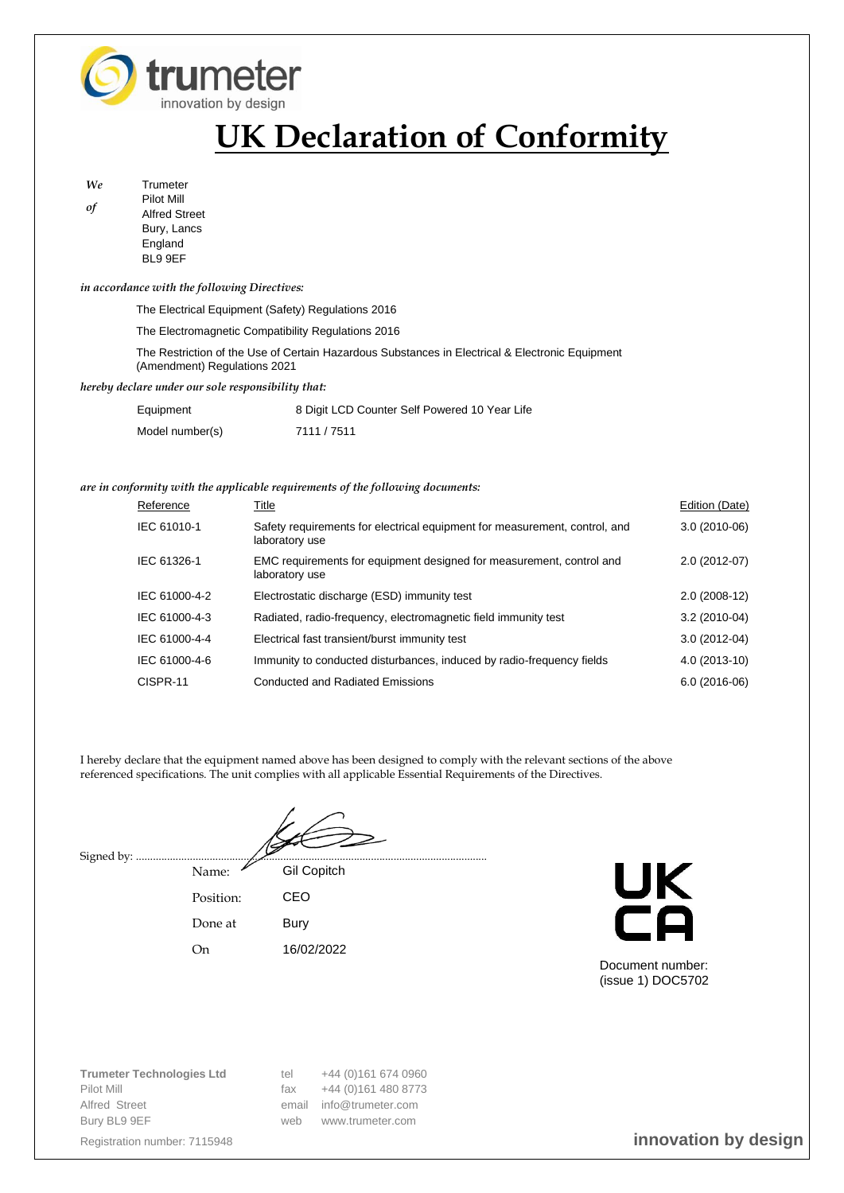# UK Declaration of Conformity

| | |
|---|---|
| *We of* | Trumeter<br>Pilot Mill<br>Alfred Street<br>Bury, Lancs<br>England<br>BL9 9EF |

*in accordance with the following Directives:*

The Electrical Equipment (Safety) Regulations 2016

The Electromagnetic Compatibility Regulations 2016

The Restriction of the Use of Certain Hazardous Substances in Electrical & Electronic Equipment (Amendment) Regulations 2021

*hereby declare under our sole responsibility that:*

| | |
|---|---|
| Equipment | 8 Digit LCD Counter Self Powered 10 Year Life |
| Model number(s) | 7111 / 7511 |

*are in conformity with the applicable requirements of the following documents:*

| Reference | Title | Edition (Date) |
|---|---|---|
| IEC 61010-1 | Safety requirements for electrical equipment for measurement, control, and laboratory use | 3.0 (2010-06) |
| IEC 61326-1 | EMC requirements for equipment designed for measurement, control and laboratory use | 2.0 (2012-07) |
| IEC 61000-4-2 | Electrostatic discharge (ESD) immunity test | 2.0 (2008-12) |
| IEC 61000-4-3 | Radiated, radio-frequency, electromagnetic field immunity test | 3.2 (2010-04) |
| IEC 61000-4-4 | Electrical fast transient/burst immunity test | 3.0 (2012-04) |
| IEC 61000-4-6 | Immunity to conducted disturbances, induced by radio-frequency fields | 4.0 (2013-10) |
| CISPR-11 | Conducted and Radiated Emissions | 6.0 (2016-06) |

I hereby declare that the equipment named above has been designed to comply with the relevant sections of the above referenced specifications. The unit complies with all applicable Essential Requirements of the Directives.

Signed by: ..............................................................................................................

| | |
|---|---|
| Name: | Gil Copitch |
| Position: | CEO |
| Done at | Bury |
| On | 16/02/2022 |

UK CA

Document number: (issue 1) DOC5702

**Trumeter Technologies Ltd**
Pilot Mill
Alfred Street
Bury BL9 9EF

Registration number: 7115948

tel +44 (0)161 674 0960
fax +44 (0)161 480 8773
email info@trumeter.com
web www.trumeter.com

**innovation by design**